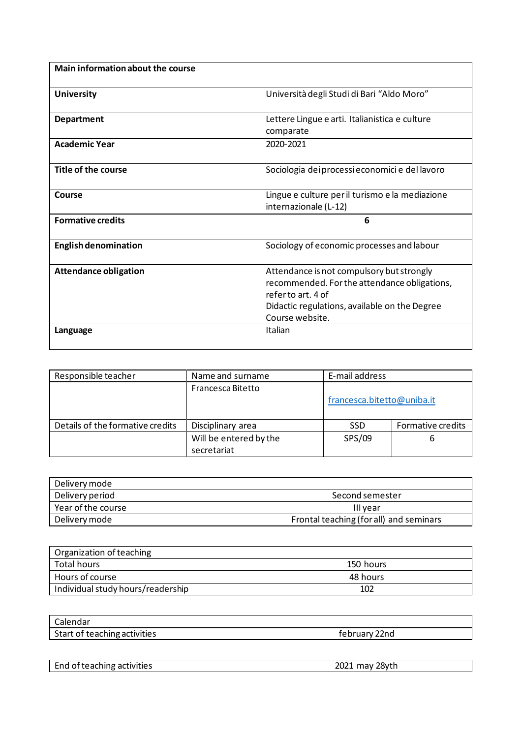| **Main information about the course** | |
|---|---|
| **University** | Università degli Studi di Bari "Aldo Moro" |
| **Department** | Lettere Lingue e arti. Italianistica e culture comparate |
| **Academic Year** | 2020-2021 |
| **Title of the course** | Sociologia dei processi economici e del lavoro |
| **Course** | Lingue e culture per il turismo e la mediazione internazionale (L-12) |
| **Formative credits** | **6** |
| **English denomination** | Sociology of economic processes and labour |
| **Attendance obligation** | Attendance is not compulsory but strongly recommended. For the attendance obligations, refer to art. 4 of Didactic regulations, available on the Degree Course website. |
| **Language** | Italian |

| Responsible teacher | Name and surname | E-mail address | |
|---|---|---|---|
| | Francesca Bitetto | francesca.bitetto@uniba.it | |
| Details of the formative credits | Disciplinary area | SSD | Formative credits |
| | Will be entered by the secretariat | SPS/09 | 6 |

| Delivery mode | |
|---|---|
| Delivery period | Second semester |
| Year of the course | III year |
| Delivery mode | Frontal teaching (for all) and seminars |

| Organization of teaching | |
|---|---|
| Total hours | 150 hours |
| Hours of course | 48 hours |
| Individual study hours/readership | 102 |

| Calendar | |
|---|---|
| Start of teaching activities | february 22nd |

| End of teaching activities | 2021 may 28yth |
|---|---|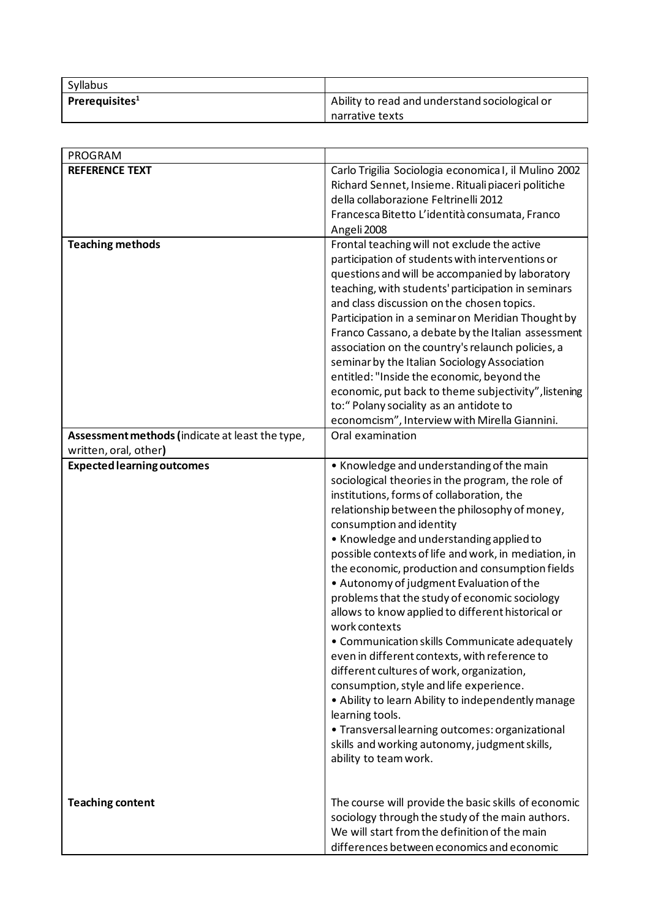| Syllabus | |
|---|---|
| **Prerequisites**[1] | Ability to read and understand sociological or narrative texts |

| PROGRAM | |
|---|---|
| **REFERENCE TEXT** | Carlo Trigilia Sociologia economica I, il Mulino 2002<br>Richard Sennet, Insieme. Rituali piaceri politiche della collaborazione Feltrinelli 2012<br>Francesca Bitetto L'identità consumata, Franco Angeli 2008 |
| **Teaching methods** | Frontal teaching will not exclude the active participation of students with interventions or questions and will be accompanied by laboratory teaching, with students' participation in seminars and class discussion on the chosen topics.<br>Participation in a seminar on Meridian Thought by Franco Cassano, a debate by the Italian assessment association on the country's relaunch policies, a seminar by the Italian Sociology Association entitled: "Inside the economic, beyond the economic, put back to theme subjectivity", listening to:" Polany sociality as an antidote to economcism", Interview with Mirella Giannini. |
| **Assessment methods (**indicate at least the type, written, oral, other**)** | Oral examination |
| **Expected learning outcomes** | • Knowledge and understanding of the main sociological theories in the program, the role of institutions, forms of collaboration, the relationship between the philosophy of money, consumption and identity<br>• Knowledge and understanding applied to possible contexts of life and work, in mediation, in the economic, production and consumption fields<br>• Autonomy of judgment Evaluation of the problems that the study of economic sociology allows to know applied to different historical or work contexts<br>• Communication skills Communicate adequately even in different contexts, with reference to different cultures of work, organization, consumption, style and life experience.<br>• Ability to learn Ability to independently manage learning tools.<br>• Transversal learning outcomes: organizational skills and working autonomy, judgment skills, ability to team work. |
| **Teaching content** | The course will provide the basic skills of economic sociology through the study of the main authors. We will start from the definition of the main differences between economics and economic |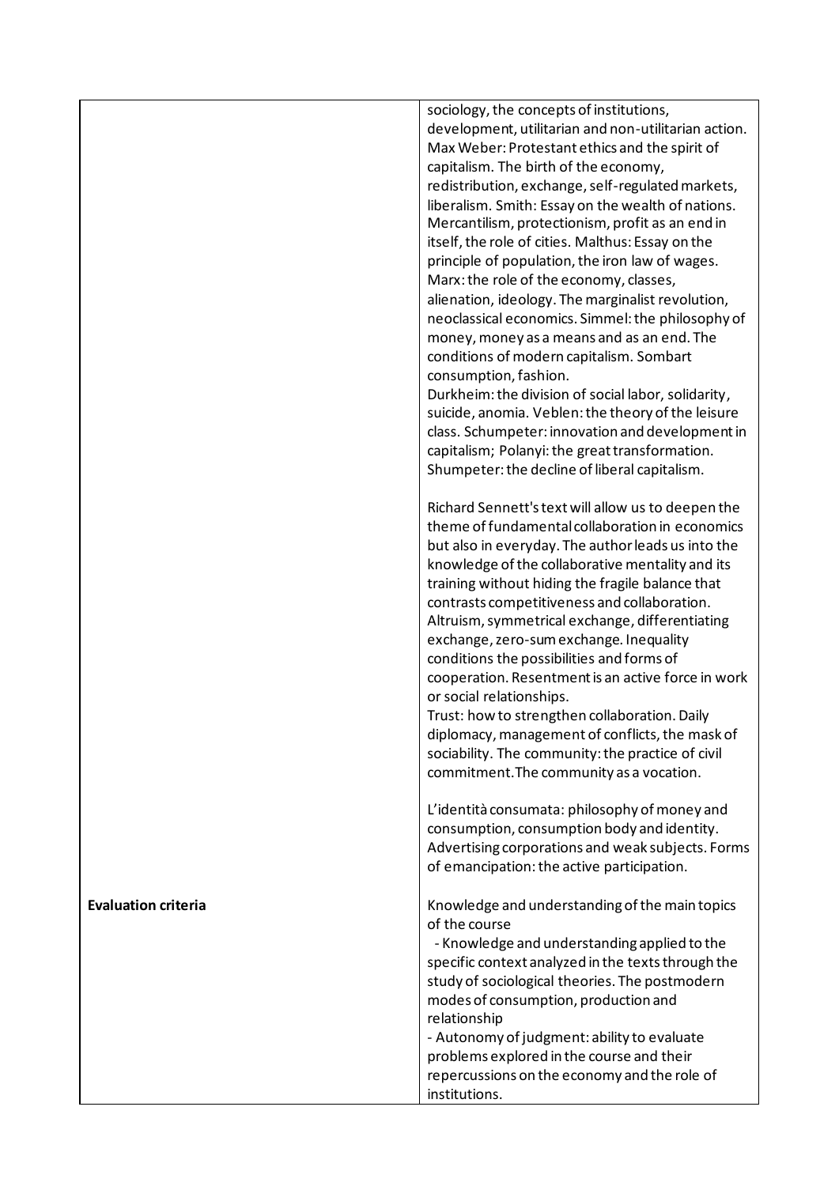| | |
|---|---|
| | sociology, the concepts of institutions, development, utilitarian and non-utilitarian action. Max Weber: Protestant ethics and the spirit of capitalism. The birth of the economy, redistribution, exchange, self-regulated markets, liberalism. Smith: Essay on the wealth of nations. Mercantilism, protectionism, profit as an end in itself, the role of cities. Malthus: Essay on the principle of population, the iron law of wages. Marx: the role of the economy, classes, alienation, ideology. The marginalist revolution, neoclassical economics. Simmel: the philosophy of money, money as a means and as an end. The conditions of modern capitalism. Sombart consumption, fashion.<br>Durkheim: the division of social labor, solidarity, suicide, anomia. Veblen: the theory of the leisure class. Schumpeter: innovation and development in capitalism; Polanyi: the great transformation. Shumpeter: the decline of liberal capitalism.<br><br>Richard Sennett's text will allow us to deepen the theme of fundamental collaboration in economics but also in everyday. The author leads us into the knowledge of the collaborative mentality and its training without hiding the fragile balance that contrasts competitiveness and collaboration. Altruism, symmetrical exchange, differentiating exchange, zero-sum exchange. Inequality conditions the possibilities and forms of cooperation. Resentment is an active force in work or social relationships.<br>Trust: how to strengthen collaboration. Daily diplomacy, management of conflicts, the mask of sociability. The community: the practice of civil commitment.The community as a vocation.<br><br>L'identità consumata: philosophy of money and consumption, consumption body and identity. Advertising corporations and weak subjects. Forms of emancipation: the active participation. |
| **Evaluation criteria** | Knowledge and understanding of the main topics of the course<br>- Knowledge and understanding applied to the specific context analyzed in the texts through the study of sociological theories. The postmodern modes of consumption, production and relationship<br>- Autonomy of judgment: ability to evaluate problems explored in the course and their repercussions on the economy and the role of institutions. |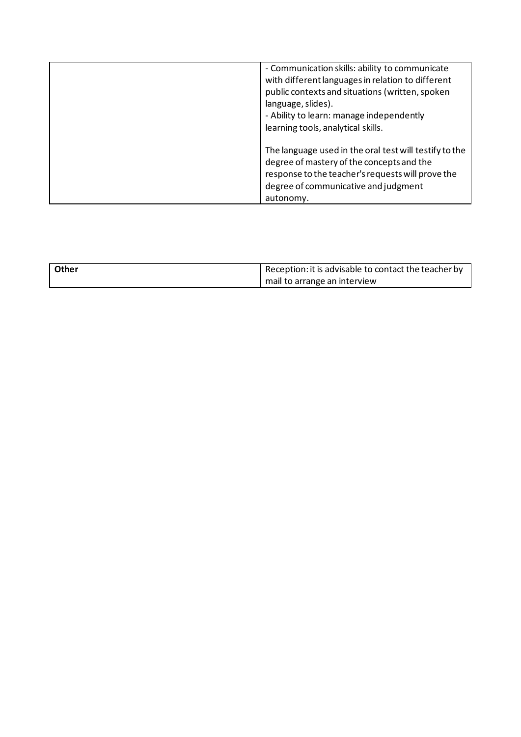| | |
|---|---|
| | - Communication skills: ability to communicate with different languages in relation to different public contexts and situations (written, spoken language, slides).<br>- Ability to learn: manage independently learning tools, analytical skills.<br><br>The language used in the oral test will testify to the degree of mastery of the concepts and the response to the teacher's requests will prove the degree of communicative and judgment autonomy. |

| | |
|---|---|
| **Other** | Reception: it is advisable to contact the teacher by mail to arrange an interview |